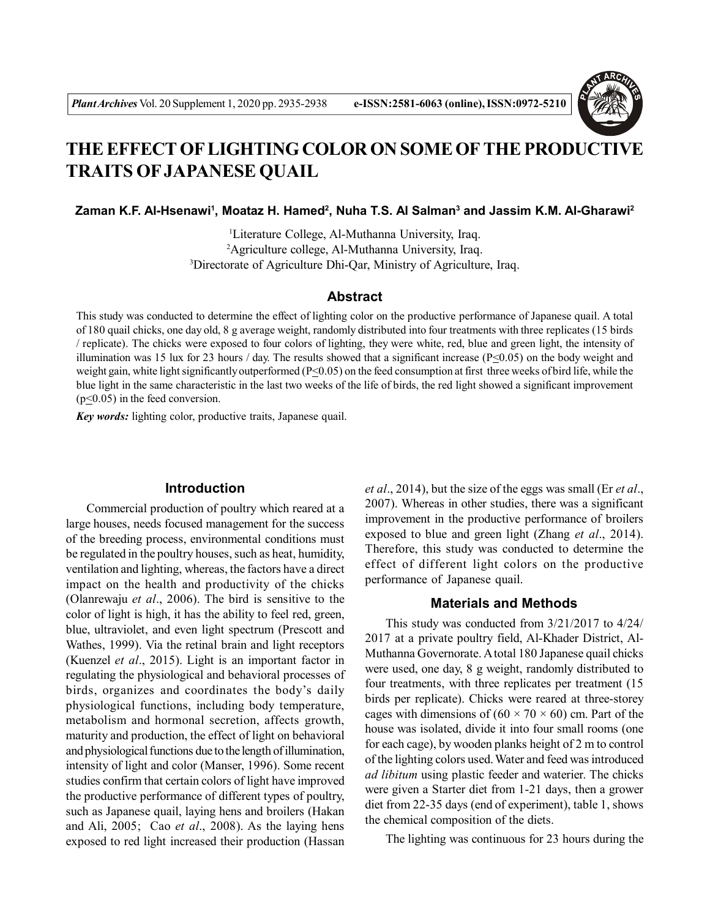# THE EFFECT OF LIGHTING COLOR ON SOME OF THE PRODUCTIVE TRAITS OF JAPANESE QUAIL

**Zaman K.F. Al-Hsenawi[1], Moataz H. Hamed[2], Nuha T.S. Al Salman[3] and Jassim K.M. Al-Gharawi[2]**

[1]Literature College, Al-Muthanna University, Iraq.
[2]Agriculture college, Al-Muthanna University, Iraq.
[3]Directorate of Agriculture Dhi-Qar, Ministry of Agriculture, Iraq.

## Abstract

This study was conducted to determine the effect of lighting color on the productive performance of Japanese quail. A total of 180 quail chicks, one day old, 8 g average weight, randomly distributed into four treatments with three replicates (15 birds / replicate). The chicks were exposed to four colors of lighting, they were white, red, blue and green light, the intensity of illumination was 15 lux for 23 hours / day. The results showed that a significant increase ($P \leq 0.05$) on the body weight and weight gain, white light significantly outperformed ($P \leq 0.05$) on the feed consumption at first three weeks of bird life, while the blue light in the same characteristic in the last two weeks of the life of birds, the red light showed a significant improvement ($p \leq 0.05$) in the feed conversion.

***Key words:*** lighting color, productive traits, Japanese quail.

## Introduction

Commercial production of poultry which reared at a large houses, needs focused management for the success of the breeding process, environmental conditions must be regulated in the poultry houses, such as heat, humidity, ventilation and lighting, whereas, the factors have a direct impact on the health and productivity of the chicks (Olanrewaju *et al*., 2006). The bird is sensitive to the color of light is high, it has the ability to feel red, green, blue, ultraviolet, and even light spectrum (Prescott and Wathes, 1999). Via the retinal brain and light receptors (Kuenzel *et al*., 2015). Light is an important factor in regulating the physiological and behavioral processes of birds, organizes and coordinates the body's daily physiological functions, including body temperature, metabolism and hormonal secretion, affects growth, maturity and production, the effect of light on behavioral and physiological functions due to the length of illumination, intensity of light and color (Manser, 1996). Some recent studies confirm that certain colors of light have improved the productive performance of different types of poultry, such as Japanese quail, laying hens and broilers (Hakan and Ali, 2005; Cao *et al*., 2008). As the laying hens exposed to red light increased their production (Hassan *et al*., 2014), but the size of the eggs was small (Er *et al*., 2007). Whereas in other studies, there was a significant improvement in the productive performance of broilers exposed to blue and green light (Zhang *et al*., 2014). Therefore, this study was conducted to determine the effect of different light colors on the productive performance of Japanese quail.

## Materials and Methods

This study was conducted from 3/21/2017 to 4/24/2017 at a private poultry field, Al-Khader District, Al-Muthanna Governorate. A total 180 Japanese quail chicks were used, one day, 8 g weight, randomly distributed to four treatments, with three replicates per treatment (15 birds per replicate). Chicks were reared at three-storey cages with dimensions of $(60 \times 70 \times 60)$ cm. Part of the house was isolated, divide it into four small rooms (one for each cage), by wooden planks height of 2 m to control of the lighting colors used. Water and feed was introduced *ad libitum* using plastic feeder and waterier. The chicks were given a Starter diet from 1-21 days, then a grower diet from 22-35 days (end of experiment), table 1, shows the chemical composition of the diets.

The lighting was continuous for 23 hours during the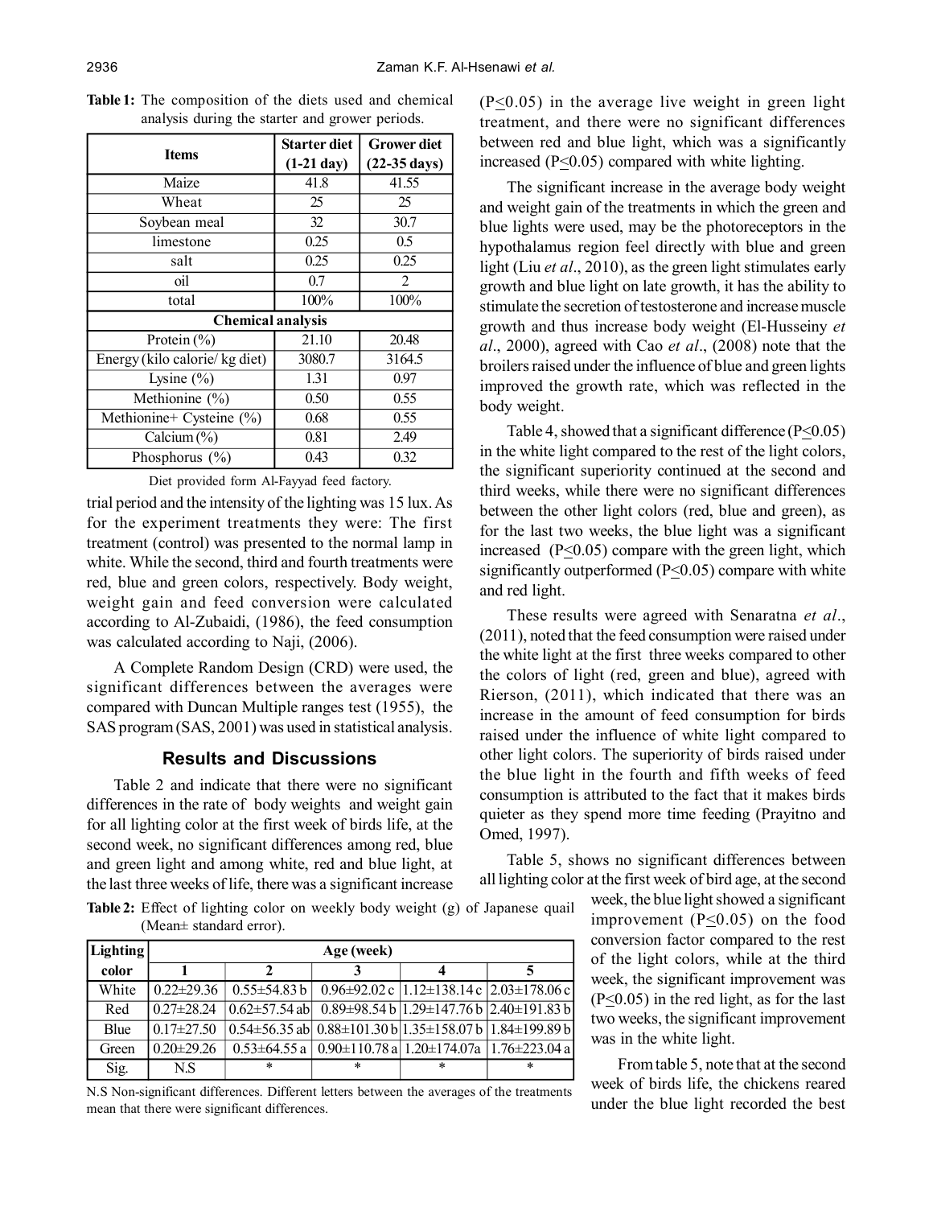**Table 1:** The composition of the diets used and chemical analysis during the starter and grower periods.

| Items | Starter diet (1-21 day) | Grower diet (22-35 days) |
|---|---|---|
| Maize | 41.8 | 41.55 |
| Wheat | 25 | 25 |
| Soybean meal | 32 | 30.7 |
| limestone | 0.25 | 0.5 |
| salt | 0.25 | 0.25 |
| oil | 0.7 | 2 |
| total | 100% | 100% |
| **Chemical analysis** | | |
| Protein (%) | 21.10 | 20.48 |
| Energy (kilo calorie/ kg diet) | 3080.7 | 3164.5 |
| Lysine (%) | 1.31 | 0.97 |
| Methionine (%) | 0.50 | 0.55 |
| Methionine+ Cysteine (%) | 0.68 | 0.55 |
| Calcium (%) | 0.81 | 2.49 |
| Phosphorus (%) | 0.43 | 0.32 |

Diet provided form Al-Fayyad feed factory.

trial period and the intensity of the lighting was 15 lux. As for the experiment treatments they were: The first treatment (control) was presented to the normal lamp in white. While the second, third and fourth treatments were red, blue and green colors, respectively. Body weight, weight gain and feed conversion were calculated according to Al-Zubaidi, (1986), the feed consumption was calculated according to Naji, (2006).

A Complete Random Design (CRD) were used, the significant differences between the averages were compared with Duncan Multiple ranges test (1955), the SAS program (SAS, 2001) was used in statistical analysis.

## Results and Discussions

Table 2 and indicate that there were no significant differences in the rate of body weights and weight gain for all lighting color at the first week of birds life, at the second week, no significant differences among red, blue and green light and among white, red and blue light, at the last three weeks of life, there was a significant increase ($P \leq 0.05$) in the average live weight in green light treatment, and there were no significant differences between red and blue light, which was a significantly increased ($P \leq 0.05$) compared with white lighting.

The significant increase in the average body weight and weight gain of the treatments in which the green and blue lights were used, may be the photoreceptors in the hypothalamus region feel directly with blue and green light (Liu *et al*., 2010), as the green light stimulates early growth and blue light on late growth, it has the ability to stimulate the secretion of testosterone and increase muscle growth and thus increase body weight (El-Husseiny *et al*., 2000), agreed with Cao *et al*., (2008) note that the broilers raised under the influence of blue and green lights improved the growth rate, which was reflected in the body weight.

Table 4, showed that a significant difference ($P \leq 0.05$) in the white light compared to the rest of the light colors, the significant superiority continued at the second and third weeks, while there were no significant differences between the other light colors (red, blue and green), as for the last two weeks, the blue light was a significant increased ($P \leq 0.05$) compare with the green light, which significantly outperformed ($P \leq 0.05$) compare with white and red light.

These results were agreed with Senaratna *et al*., (2011), noted that the feed consumption were raised under the white light at the first three weeks compared to other the colors of light (red, green and blue), agreed with Rierson, (2011), which indicated that there was an increase in the amount of feed consumption for birds raised under the influence of white light compared to other light colors. The superiority of birds raised under the blue light in the fourth and fifth weeks of feed consumption is attributed to the fact that it makes birds quieter as they spend more time feeding (Prayitno and Omed, 1997).

Table 5, shows no significant differences between all lighting color at the first week of bird age, at the second week, the blue light showed a significant improvement ($P \leq 0.05$) on the food conversion factor compared to the rest of the light colors, while at the third week, the significant improvement was ($P \leq 0.05$) in the red light, as for the last two weeks, the significant improvement was in the white light.

From table 5, note that at the second week of birds life, the chickens reared under the blue light recorded the best

**Table 2:** Effect of lighting color on weekly body weight (g) of Japanese quail (Mean± standard error).

| Lighting color | Age (week) | | | | |
|---|---|---|---|---|---|
| | 1 | 2 | 3 | 4 | 5 |
| White | 0.22±29.36 | 0.55±54.83 b | 0.96±92.02 c | 1.12±138.14 c | 2.03±178.06 c |
| Red | 0.27±28.24 | 0.62±57.54 ab | 0.89±98.54 b | 1.29±147.76 b | 2.40±191.83 b |
| Blue | 0.17±27.50 | 0.54±56.35 ab | 0.88±101.30 b | 1.35±158.07 b | 1.84±199.89 b |
| Green | 0.20±29.26 | 0.53±64.55 a | 0.90±110.78 a | 1.20±174.07a | 1.76±223.04 a |
| Sig. | N.S | * | * | * | * |

N.S Non-significant differences. Different letters between the averages of the treatments mean that there were significant differences.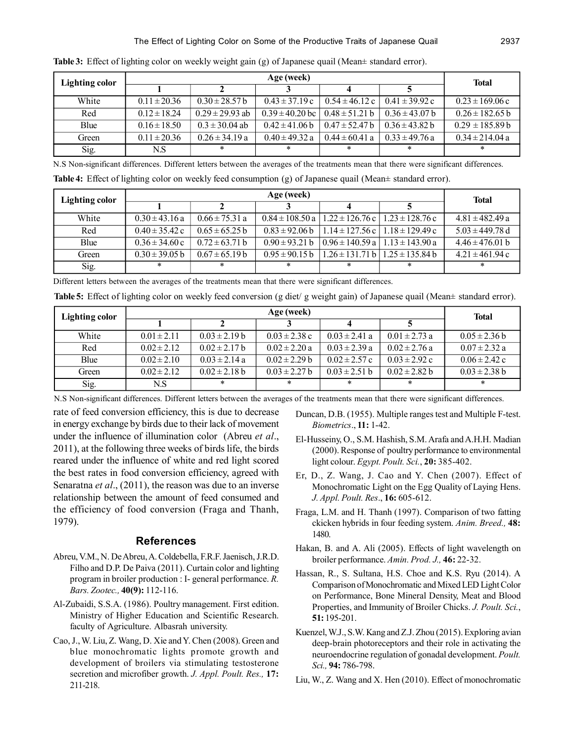**Table 3:** Effect of lighting color on weekly weight gain (g) of Japanese quail (Mean± standard error).

| Lighting color | Age (week) | | | | | Total |
|---|---|---|---|---|---|---|
| | 1 | 2 | 3 | 4 | 5 | |
| White | 0.11 ± 20.36 | 0.30 ± 28.57 b | 0.43 ± 37.19 c | 0.54 ± 46.12 c | 0.41 ± 39.92 c | 0.23 ± 169.06 c |
| Red | 0.12 ± 18.24 | 0.29 ± 29.93 ab | 0.39 ± 40.20 bc | 0.48 ± 51.21 b | 0.36 ± 43.07 b | 0.26 ± 182.65 b |
| Blue | 0.16 ± 18.50 | 0.3 ± 30.04 ab | 0.42 ± 41.06 b | 0.47 ± 52.47 b | 0.36 ± 43.82 b | 0.29 ± 185.89 b |
| Green | 0.11 ± 20.36 | 0.26 ± 34.19 a | 0.40 ± 49.32 a | 0.44 ± 60.41 a | 0.33 ± 49.76 a | 0.34 ± 214.04 a |
| Sig. | N.S | * | * | * | * | * |

N.S Non-significant differences. Different letters between the averages of the treatments mean that there were significant differences.

**Table 4:** Effect of lighting color on weekly feed consumption (g) of Japanese quail (Mean± standard error).

| Lighting color | Age (week) | | | | | Total |
|---|---|---|---|---|---|---|
| | 1 | 2 | 3 | 4 | 5 | |
| White | 0.30 ± 43.16 a | 0.66 ± 75.31 a | 0.84 ± 108.50 a | 1.22 ± 126.76 c | 1.23 ± 128.76 c | 4.81 ± 482.49 a |
| Red | 0.40 ± 35.42 c | 0.65 ± 65.25 b | 0.83 ± 92.06 b | 1.14 ± 127.56 c | 1.18 ± 129.49 c | 5.03 ± 449.78 d |
| Blue | 0.36 ± 34.60 c | 0.72 ± 63.71 b | 0.90 ± 93.21 b | 0.96 ± 140.59 a | 1.13 ± 143.90 a | 4.46 ± 476.01 b |
| Green | 0.30 ± 39.05 b | 0.67 ± 65.19 b | 0.95 ± 90.15 b | 1.26 ± 131.71 b | 1.25 ± 135.84 b | 4.21 ± 461.94 c |
| Sig. | * | * | * | * | * | * |

Different letters between the averages of the treatments mean that there were significant differences.

**Table 5:** Effect of lighting color on weekly feed conversion (g diet/ g weight gain) of Japanese quail (Mean± standard error).

| Lighting color | Age (week) | | | | | Total |
|---|---|---|---|---|---|---|
| | 1 | 2 | 3 | 4 | 5 | |
| White | 0.01 ± 2.11 | 0.03 ± 2.19 b | 0.03 ± 2.38 c | 0.03 ± 2.41 a | 0.01 ± 2.73 a | 0.05 ± 2.36 b |
| Red | 0.02 ± 2.12 | 0.02 ± 2.17 b | 0.02 ± 2.20 a | 0.03 ± 2.39 a | 0.02 ± 2.76 a | 0.07 ± 2.32 a |
| Blue | 0.02 ± 2.10 | 0.03 ± 2.14 a | 0.02 ± 2.29 b | 0.02 ± 2.57 c | 0.03 ± 2.92 c | 0.06 ± 2.42 c |
| Green | 0.02 ± 2.12 | 0.02 ± 2.18 b | 0.03 ± 2.27 b | 0.03 ± 2.51 b | 0.02 ± 2.82 b | 0.03 ± 2.38 b |
| Sig. | N.S | * | * | * | * | * |

N.S Non-significant differences. Different letters between the averages of the treatments mean that there were significant differences.

rate of feed conversion efficiency, this is due to decrease in energy exchange by birds due to their lack of movement under the influence of illumination color (Abreu *et al*., 2011), at the following three weeks of birds life, the birds reared under the influence of white and red light scored the best rates in food conversion efficiency, agreed with Senaratna *et al*., (2011), the reason was due to an inverse relationship between the amount of feed consumed and the efficiency of food conversion (Fraga and Thanh, 1979).

## References

Abreu, V.M., N. De Abreu, A. Coldebella, F.R.F. Jaenisch, J.R.D. Filho and D.P. De Paiva (2011). Curtain color and lighting program in broiler production : I- general performance. *R. Bars. Zootec.,* **40(9):** 112-116.

Al-Zubaidi, S.S.A. (1986). Poultry management. First edition. Ministry of Higher Education and Scientific Research. faculty of Agriculture. Albasrah university.

Cao, J., W. Liu, Z. Wang, D. Xie and Y. Chen (2008). Green and blue monochromatic lights promote growth and development of broilers via stimulating testosterone secretion and microfiber growth. *J. Appl. Poult. Res.,* **17:** 211-218.

Duncan, D.B. (1955). Multiple ranges test and Multiple F-test. *Biometrics*., **11:** 1-42.

El-Husseiny, O., S.M. Hashish, S.M. Arafa and A.H.H. Madian (2000). Response of poultry performance to environmental light colour. *Egypt. Poult. Sci.*, **20:** 385-402.

Er, D., Z. Wang, J. Cao and Y. Chen (2007). Effect of Monochromatic Light on the Egg Quality of Laying Hens. *J. Appl. Poult. Res*., **16:** 605-612.

Fraga, L.M. and H. Thanh (1997). Comparison of two fatting ckicken hybrids in four feeding system. *Anim. Breed.,* **48:** 1480.

Hakan, B. and A. Ali (2005). Effects of light wavelength on broiler performance. *Amin. Prod. J.,* **46:** 22-32.

Hassan, R., S. Sultana, H.S. Choe and K.S. Ryu (2014). A Comparison of Monochromatic and Mixed LED Light Color on Performance, Bone Mineral Density, Meat and Blood Properties, and Immunity of Broiler Chicks. *J. Poult. Sci.*, **51:** 195-201.

Kuenzel, W.J., S.W. Kang and Z.J. Zhou (2015). Exploring avian deep-brain photoreceptors and their role in activating the neuroendocrine regulation of gonadal development. *Poult. Sci.,* **94:** 786-798.

Liu, W., Z. Wang and X. Hen (2010). Effect of monochromatic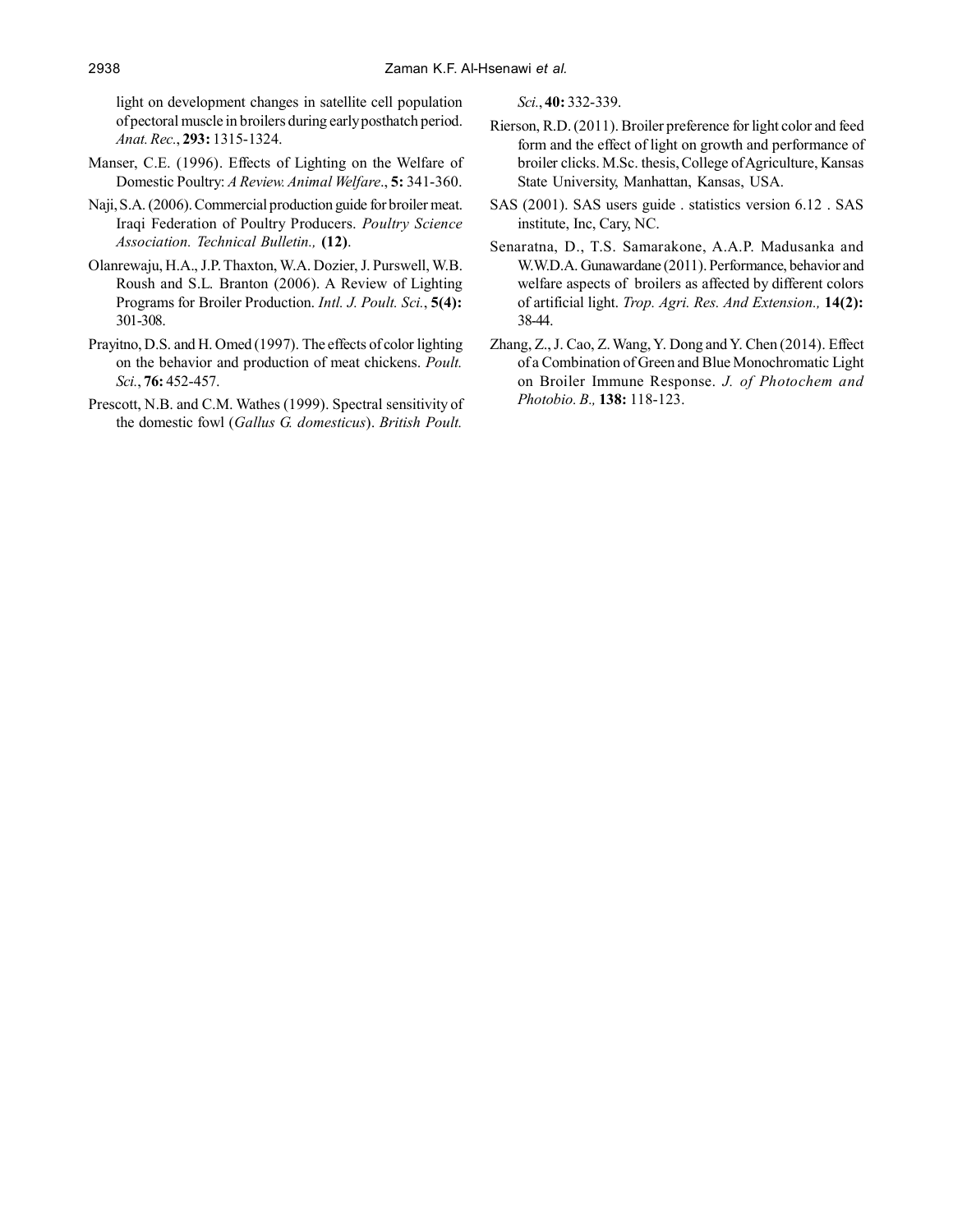light on development changes in satellite cell population of pectoral muscle in broilers during early posthatch period. *Anat. Rec.*, **293:** 1315-1324.

Manser, C.E. (1996). Effects of Lighting on the Welfare of Domestic Poultry: *A Review. Animal Welfare*., **5:** 341-360.

Naji, S.A. (2006). Commercial production guide for broiler meat. Iraqi Federation of Poultry Producers. *Poultry Science Association. Technical Bulletin.,* **(12)**.

Olanrewaju, H.A., J.P. Thaxton, W.A. Dozier, J. Purswell, W.B. Roush and S.L. Branton (2006). A Review of Lighting Programs for Broiler Production. *Intl. J. Poult. Sci.*, **5(4):** 301-308.

Prayitno, D.S. and H. Omed (1997). The effects of color lighting on the behavior and production of meat chickens. *Poult. Sci.*, **76:** 452-457.

Prescott, N.B. and C.M. Wathes (1999). Spectral sensitivity of the domestic fowl (*Gallus G. domesticus*). *British Poult. Sci.*, **40:** 332-339.

Rierson, R.D. (2011). Broiler preference for light color and feed form and the effect of light on growth and performance of broiler clicks. M.Sc. thesis, College of Agriculture, Kansas State University, Manhattan, Kansas, USA.

SAS (2001). SAS users guide . statistics version 6.12 . SAS institute, Inc, Cary, NC.

Senaratna, D., T.S. Samarakone, A.A.P. Madusanka and W.W.D.A. Gunawardane (2011). Performance, behavior and welfare aspects of broilers as affected by different colors of artificial light. *Trop. Agri. Res. And Extension.,* **14(2):** 38-44.

Zhang, Z., J. Cao, Z. Wang, Y. Dong and Y. Chen (2014). Effect of a Combination of Green and Blue Monochromatic Light on Broiler Immune Response. *J. of Photochem and Photobio. B.,* **138:** 118-123.